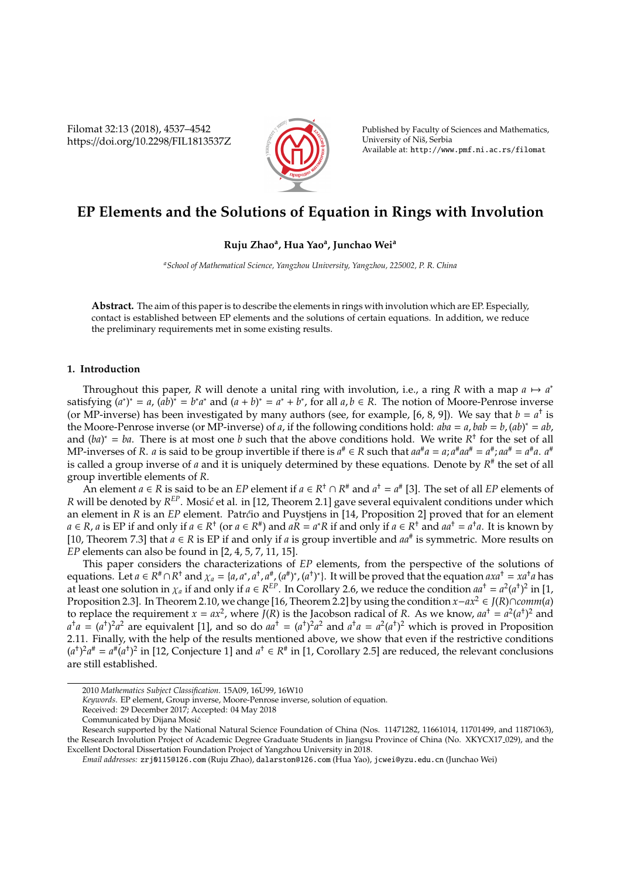# EP Elements and the Solutions of Equation in Rings with Involution

**Ruju Zhao[a], Hua Yao[a], Junchao Wei[a]**

[a] *School of Mathematical Science, Yangzhou University, Yangzhou, 225002, P. R. China*

**Abstract.** The aim of this paper is to describe the elements in rings with involution which are EP. Especially, contact is established between EP elements and the solutions of certain equations. In addition, we reduce the preliminary requirements met in some existing results.

## 1. Introduction

Throughout this paper, $R$ will denote a unital ring with involution, i.e., a ring $R$ with a map $a \mapsto a^*$ satisfying $(a^*)^* = a$, $(ab)^* = b^*a^*$ and $(a+b)^* = a^* + b^*$, for all $a, b \in R$. The notion of Moore-Penrose inverse (or MP-inverse) has been investigated by many authors (see, for example, [6, 8, 9]). We say that $b = a^\dagger$ is the Moore-Penrose inverse (or MP-inverse) of $a$, if the following conditions hold: $aba = a$, $bab = b$, $(ab)^* = ab$, and $(ba)^* = ba$. There is at most one $b$ such that the above conditions hold. We write $R^\dagger$ for the set of all MP-inverses of $R$. $a$ is said to be group invertible if there is $a^\# \in R$ such that $aa^\#a = a$; $a^\#aa^\# = a^\#$; $aa^\# = a^\#a$. $a^\#$ is called a group inverse of $a$ and it is uniquely determined by these equations. Denote by $R^\#$ the set of all group invertible elements of $R$.

An element $a \in R$ is said to be an *EP* element if $a \in R^\dagger \cap R^\#$ and $a^\dagger = a^\#$ [3]. The set of all *EP* elements of $R$ will be denoted by $R^{EP}$. Mosić et al. in [12, Theorem 2.1] gave several equivalent conditions under which an element in $R$ is an *EP* element. Patrćio and Puystjens in [14, Proposition 2] proved that for an element $a \in R$, $a$ is EP if and only if $a \in R^\dagger$ (or $a \in R^\#$) and $aR = a^*R$ if and only if $a \in R^\dagger$ and $aa^\dagger = a^\dagger a$. It is known by [10, Theorem 7.3] that $a \in R$ is EP if and only if $a$ is group invertible and $aa^\#$ is symmetric. More results on *EP* elements can also be found in [2, 4, 5, 7, 11, 15].

This paper considers the characterizations of *EP* elements, from the perspective of the solutions of equations. Let $a \in R^\# \cap R^\dagger$ and $\chi_a = \{a, a^*, a^\dagger, a^\#, (a^\#)^*, (a^\dagger)^*\}$. It will be proved that the equation $axa^\dagger = xa^\dagger a$ has at least one solution in $\chi_a$ if and only if $a \in R^{EP}$. In Corollary 2.6, we reduce the condition $aa^\dagger = a^2(a^\dagger)^2$ in [1, Proposition 2.3]. In Theorem 2.10, we change [16, Theorem 2.2] by using the condition $x - ax^2 \in J(R) \cap comm(a)$ to replace the requirement $x = ax^2$, where $J(R)$ is the Jacobson radical of $R$. As we know, $aa^\dagger = a^2(a^\dagger)^2$ and $a^\dagger a = (a^\dagger)^2a^2$ are equivalent [1], and so do $aa^\dagger = (a^\dagger)^2a^2$ and $a^\dagger a = a^2(a^\dagger)^2$ which is proved in Proposition 2.11. Finally, with the help of the results mentioned above, we show that even if the restrictive conditions $(a^\dagger)^2a^\# = a^\#(a^\dagger)^2$ in [12, Conjecture 1] and $a^\dagger \in R^\#$ in [1, Corollary 2.5] are reduced, the relevant conclusions are still established.

---

2010 *Mathematics Subject Classification*. 15A09, 16U99, 16W10

*Keywords*. EP element, Group inverse, Moore-Penrose inverse, solution of equation.

Received: 29 December 2017; Accepted: 04 May 2018

Communicated by Dijana Mosić

Research supported by the National Natural Science Foundation of China (Nos. 11471282, 11661014, 11701499, and 11871063), the Research Involution Project of Academic Degree Graduate Students in Jiangsu Province of China (No. XKYCX17_029), and the Excellent Doctoral Dissertation Foundation Project of Yangzhou University in 2018.

*Email addresses:* zrj0115@126.com (Ruju Zhao), dalarston@126.com (Hua Yao), jcwei@yzu.edu.cn (Junchao Wei)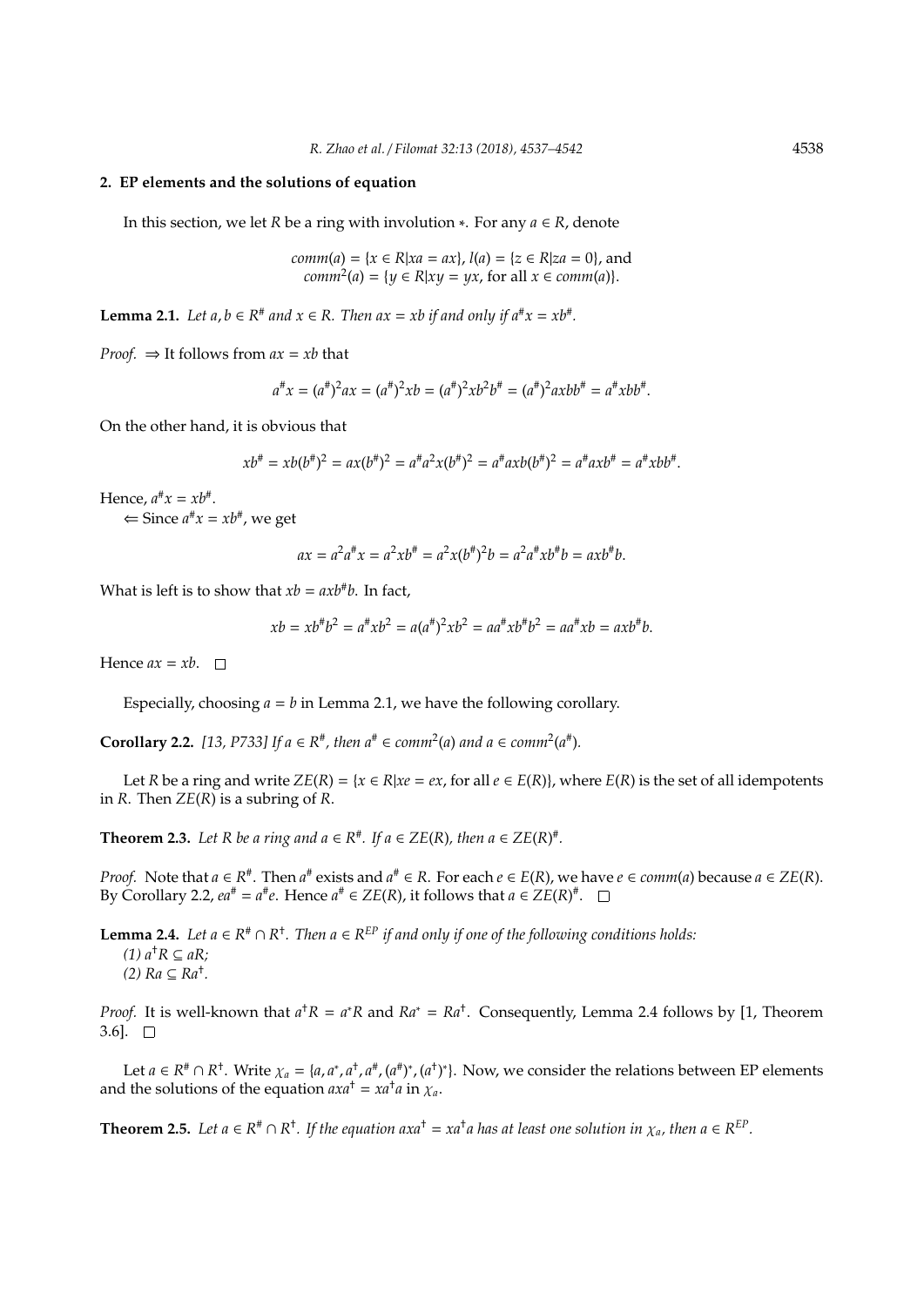## 2. EP elements and the solutions of equation

In this section, we let $R$ be a ring with involution $*$. For any $a \in R$, denote

$$comm(a) = \{x \in R | xa = ax\},\ l(a) = \{z \in R | za = 0\}, \text{ and}$$
$$comm^2(a) = \{y \in R | xy = yx, \text{ for all } x \in comm(a)\}.$$

**Lemma 2.1.** *Let $a, b \in R^{\#}$ and $x \in R$. Then $ax = xb$ if and only if $a^{\#}x = xb^{\#}$.*

*Proof.* $\Rightarrow$ It follows from $ax = xb$ that

$$a^{\#}x = (a^{\#})^2 ax = (a^{\#})^2 xb = (a^{\#})^2 xb^2 b^{\#} = (a^{\#})^2 axbb^{\#} = a^{\#}xbb^{\#}.$$

On the other hand, it is obvious that

$$xb^{\#} = xb(b^{\#})^2 = ax(b^{\#})^2 = a^{\#}a^2 x(b^{\#})^2 = a^{\#}axb(b^{\#})^2 = a^{\#}axb^{\#} = a^{\#}xbb^{\#}.$$

Hence, $a^{\#}x = xb^{\#}$.

$\Leftarrow$ Since $a^{\#}x = xb^{\#}$, we get

$$ax = a^2 a^{\#} x = a^2 xb^{\#} = a^2 x(b^{\#})^2 b = a^2 a^{\#} xb^{\#} b = axb^{\#}b.$$

What is left is to show that $xb = axb^{\#}b$. In fact,

$$xb = xb^{\#}b^2 = a^{\#}xb^2 = a(a^{\#})^2 xb^2 = aa^{\#}xb^{\#}b^2 = aa^{\#}xb = axb^{\#}b.$$

Hence $ax = xb$. $\square$

Especially, choosing $a = b$ in Lemma 2.1, we have the following corollary.

**Corollary 2.2.** *[13, P733] If $a \in R^{\#}$, then $a^{\#} \in comm^2(a)$ and $a \in comm^2(a^{\#})$.*

Let $R$ be a ring and write $ZE(R) = \{x \in R | xe = ex, \text{ for all } e \in E(R)\}$, where $E(R)$ is the set of all idempotents in $R$. Then $ZE(R)$ is a subring of $R$.

**Theorem 2.3.** *Let $R$ be a ring and $a \in R^{\#}$. If $a \in ZE(R)$, then $a \in ZE(R)^{\#}$.*

*Proof.* Note that $a \in R^{\#}$. Then $a^{\#}$ exists and $a^{\#} \in R$. For each $e \in E(R)$, we have $e \in comm(a)$ because $a \in ZE(R)$. By Corollary 2.2, $ea^{\#} = a^{\#}e$. Hence $a^{\#} \in ZE(R)$, it follows that $a \in ZE(R)^{\#}$. $\square$

**Lemma 2.4.** *Let $a \in R^{\#} \cap R^{\dagger}$. Then $a \in R^{EP}$ if and only if one of the following conditions holds:*
*(1) $a^{\dagger}R \subseteq aR$;*
*(2) $Ra \subseteq Ra^{\dagger}$.*

*Proof.* It is well-known that $a^{\dagger}R = a^*R$ and $Ra^* = Ra^{\dagger}$. Consequently, Lemma 2.4 follows by [1, Theorem 3.6]. $\square$

Let $a \in R^{\#} \cap R^{\dagger}$. Write $\chi_a = \{a, a^*, a^{\dagger}, a^{\#}, (a^{\#})^*, (a^{\dagger})^*\}$. Now, we consider the relations between EP elements and the solutions of the equation $axa^{\dagger} = xa^{\dagger}a$ in $\chi_a$.

**Theorem 2.5.** *Let $a \in R^{\#} \cap R^{\dagger}$. If the equation $axa^{\dagger} = xa^{\dagger}a$ has at least one solution in $\chi_a$, then $a \in R^{EP}$.*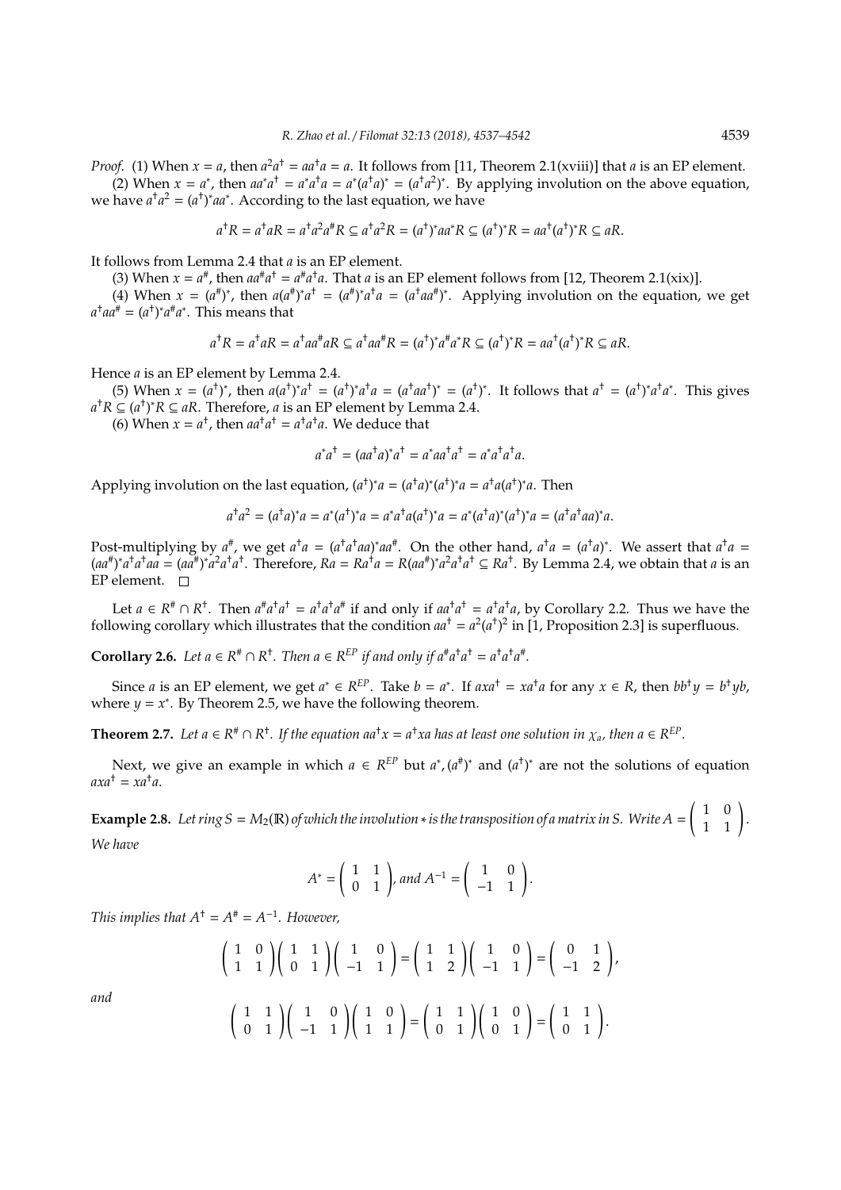*Proof.* (1) When $x = a$, then $a^2a^\dagger = aa^\dagger a = a$. It follows from [11, Theorem 2.1(xviii)] that $a$ is an EP element.

(2) When $x = a^*$, then $aa^*a^\dagger = a^*a^\dagger a = a^*(a^\dagger a)^* = (a^\dagger a^2)^*$. By applying involution on the above equation, we have $a^\dagger a^2 = (a^\dagger)^* aa^*$. According to the last equation, we have

$$a^\dagger R = a^\dagger aR = a^\dagger a^2 a^\# R \subseteq a^\dagger a^2 R = (a^\dagger)^* aa^* R \subseteq (a^\dagger)^* R = aa^\dagger (a^\dagger)^* R \subseteq aR.$$

It follows from Lemma 2.4 that $a$ is an EP element.

(3) When $x = a^\#$, then $aa^\# a^\dagger = a^\# a^\dagger a$. That $a$ is an EP element follows from [12, Theorem 2.1(xix)].

(4) When $x = (a^\#)^*$, then $a(a^\#)^* a^\dagger = (a^\#)^* a^\dagger a = (a^\dagger aa^\#)^*$. Applying involution on the equation, we get $a^\dagger aa^\# = (a^\dagger)^* a^\# a^*$. This means that

$$a^\dagger R = a^\dagger aR = a^\dagger aa^\# aR \subseteq a^\dagger aa^\# R = (a^\dagger)^* a^\# a^* R \subseteq (a^\dagger)^* R = aa^\dagger (a^\dagger)^* R \subseteq aR.$$

Hence $a$ is an EP element by Lemma 2.4.

(5) When $x = (a^\dagger)^*$, then $a(a^\dagger)^* a^\dagger = (a^\dagger)^* a^\dagger a = (a^\dagger aa^\dagger)^* = (a^\dagger)^*$. It follows that $a^\dagger = (a^\dagger)^* a^\dagger a^*$. This gives $a^\dagger R \subseteq (a^\dagger)^* R \subseteq aR$. Therefore, $a$ is an EP element by Lemma 2.4.

(6) When $x = a^\dagger$, then $aa^\dagger a^\dagger = a^\dagger a^\dagger a$. We deduce that

$$a^* a^\dagger = (aa^\dagger a)^* a^\dagger = a^* aa^\dagger a^\dagger = a^* a^\dagger a^\dagger a.$$

Applying involution on the last equation, $(a^\dagger)^* a = (a^\dagger a)^* (a^\dagger)^* a = a^\dagger a (a^\dagger)^* a$. Then

$$a^\dagger a^2 = (a^\dagger a)^* a = a^* (a^\dagger)^* a = a^* a^\dagger a (a^\dagger)^* a = a^* (a^\dagger a)^* (a^\dagger)^* a = (a^\dagger a^\dagger aa)^* a.$$

Post-multiplying by $a^\#$, we get $a^\dagger a = (a^\dagger a^\dagger aa)^* aa^\#$. On the other hand, $a^\dagger a = (a^\dagger a)^*$. We assert that $a^\dagger a = (aa^\#)^* a^\dagger a^\dagger aa = (aa^\#)^* a^2 a^\dagger a^\dagger$. Therefore, $Ra = Ra^\dagger a = R(aa^\#)^* a^2 a^\dagger a^\dagger \subseteq Ra^\dagger$. By Lemma 2.4, we obtain that $a$ is an EP element. $\square$

Let $a \in R^\# \cap R^\dagger$. Then $a^\# a^\dagger a^\dagger = a^\dagger a^\dagger a^\#$ if and only if $aa^\dagger a^\dagger = a^\dagger a^\dagger a$, by Corollary 2.2. Thus we have the following corollary which illustrates that the condition $aa^\dagger = a^2(a^\dagger)^2$ in [1, Proposition 2.3] is superfluous.

**Corollary 2.6.** *Let $a \in R^\# \cap R^\dagger$. Then $a \in R^{EP}$ if and only if $a^\# a^\dagger a^\dagger = a^\dagger a^\dagger a^\#$.*

Since $a$ is an EP element, we get $a^* \in R^{EP}$. Take $b = a^*$. If $axa^\dagger = xa^\dagger a$ for any $x \in R$, then $bb^\dagger y = b^\dagger yb$, where $y = x^*$. By Theorem 2.5, we have the following theorem.

**Theorem 2.7.** *Let $a \in R^\# \cap R^\dagger$. If the equation $aa^\dagger x = a^\dagger xa$ has at least one solution in $\chi_a$, then $a \in R^{EP}$.*

Next, we give an example in which $a \in R^{EP}$ but $a^*, (a^\#)^*$ and $(a^\dagger)^*$ are not the solutions of equation $axa^\dagger = xa^\dagger a$.

**Example 2.8.** *Let ring $S = M_2(\mathbb{R})$ of which the involution $*$ is the transposition of a matrix in $S$. Write $A = \begin{pmatrix} 1 & 0 \\ 1 & 1 \end{pmatrix}$. We have*

$$A^* = \begin{pmatrix} 1 & 1 \\ 0 & 1 \end{pmatrix}, \text{ and } A^{-1} = \begin{pmatrix} 1 & 0 \\ -1 & 1 \end{pmatrix}.$$

*This implies that $A^\dagger = A^\# = A^{-1}$. However,*

$$\begin{pmatrix} 1 & 0 \\ 1 & 1 \end{pmatrix} \begin{pmatrix} 1 & 1 \\ 0 & 1 \end{pmatrix} \begin{pmatrix} 1 & 0 \\ -1 & 1 \end{pmatrix} = \begin{pmatrix} 1 & 1 \\ 1 & 2 \end{pmatrix} \begin{pmatrix} 1 & 0 \\ -1 & 1 \end{pmatrix} = \begin{pmatrix} 0 & 1 \\ -1 & 2 \end{pmatrix},$$

*and*

$$\begin{pmatrix} 1 & 1 \\ 0 & 1 \end{pmatrix} \begin{pmatrix} 1 & 0 \\ -1 & 1 \end{pmatrix} \begin{pmatrix} 1 & 0 \\ 1 & 1 \end{pmatrix} = \begin{pmatrix} 1 & 1 \\ 0 & 1 \end{pmatrix} \begin{pmatrix} 1 & 0 \\ 0 & 1 \end{pmatrix} = \begin{pmatrix} 1 & 1 \\ 0 & 1 \end{pmatrix}.$$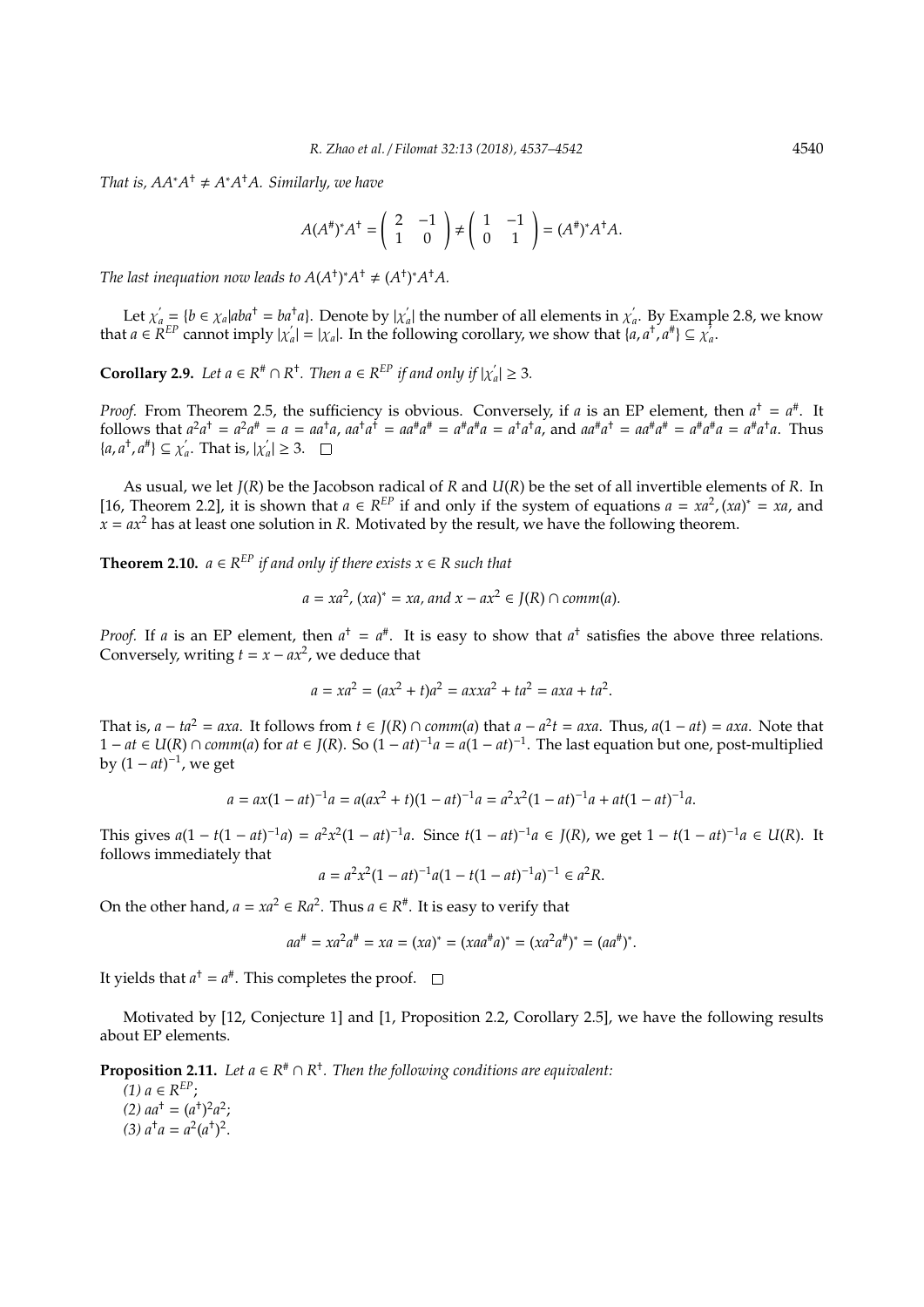*That is, $AA^*A^\dagger \neq A^*A^\dagger A$. Similarly, we have*

$$A(A^\#)^*A^\dagger = \begin{pmatrix} 2 & -1 \\ 1 & 0 \end{pmatrix} \neq \begin{pmatrix} 1 & -1 \\ 0 & 1 \end{pmatrix} = (A^\#)^*A^\dagger A.$$

*The last inequation now leads to $A(A^\dagger)^*A^\dagger \neq (A^\dagger)^*A^\dagger A$.*

Let $\chi_a^{'} = \{b \in \chi_a | aba^\dagger = ba^\dagger a\}$. Denote by $|\chi_a^{'}|$ the number of all elements in $\chi_a^{'}$. By Example 2.8, we know that $a \in R^{EP}$ cannot imply $|\chi_a^{'}| = |\chi_a|$. In the following corollary, we show that $\{a, a^\dagger, a^\#\} \subseteq \chi_a^{'}$.

**Corollary 2.9.** *Let $a \in R^\# \cap R^\dagger$. Then $a \in R^{EP}$ if and only if $|\chi_a^{'}| \geq 3$.*

*Proof.* From Theorem 2.5, the sufficiency is obvious. Conversely, if $a$ is an EP element, then $a^\dagger = a^\#$. It follows that $a^2a^\dagger = a^2a^\# = a = aa^\dagger a$, $aa^\dagger a^\dagger = aa^\# a^\# = a^\# a^\# a = a^\dagger a^\dagger a$, and $aa^\# a^\dagger = aa^\# a^\# = a^\# a^\# a = a^\# a^\dagger a$. Thus $\{a, a^\dagger, a^\#\} \subseteq \chi_a^{'}$. That is, $|\chi_a^{'}| \geq 3$. $\square$

As usual, we let $J(R)$ be the Jacobson radical of $R$ and $U(R)$ be the set of all invertible elements of $R$. In [16, Theorem 2.2], it is shown that $a \in R^{EP}$ if and only if the system of equations $a = xa^2, (xa)^* = xa$, and $x = ax^2$ has at least one solution in $R$. Motivated by the result, we have the following theorem.

**Theorem 2.10.** *$a \in R^{EP}$ if and only if there exists $x \in R$ such that*

$$a = xa^2, \ (xa)^* = xa, \text{ and } x - ax^2 \in J(R) \cap comm(a).$$

*Proof.* If $a$ is an EP element, then $a^\dagger = a^\#$. It is easy to show that $a^\dagger$ satisfies the above three relations. Conversely, writing $t = x - ax^2$, we deduce that

$$a = xa^2 = (ax^2 + t)a^2 = axxa^2 + ta^2 = axa + ta^2.$$

That is, $a - ta^2 = axa$. It follows from $t \in J(R) \cap comm(a)$ that $a - a^2t = axa$. Thus, $a(1 - at) = axa$. Note that $1 - at \in U(R) \cap comm(a)$ for $at \in J(R)$. So $(1 - at)^{-1}a = a(1 - at)^{-1}$. The last equation but one, post-multiplied by $(1 - at)^{-1}$, we get

$$a = ax(1 - at)^{-1}a = a(ax^2 + t)(1 - at)^{-1}a = a^2x^2(1 - at)^{-1}a + at(1 - at)^{-1}a.$$

This gives $a(1 - t(1 - at)^{-1}a) = a^2x^2(1 - at)^{-1}a$. Since $t(1 - at)^{-1}a \in J(R)$, we get $1 - t(1 - at)^{-1}a \in U(R)$. It follows immediately that

$$a = a^2x^2(1 - at)^{-1}a(1 - t(1 - at)^{-1}a)^{-1} \in a^2R.$$

On the other hand, $a = xa^2 \in Ra^2$. Thus $a \in R^\#$. It is easy to verify that

$$aa^\# = xa^2a^\# = xa = (xa)^* = (xaa^\# a)^* = (xa^2a^\#)^* = (aa^\#)^*.$$

It yields that $a^\dagger = a^\#$. This completes the proof. $\square$

Motivated by [12, Conjecture 1] and [1, Proposition 2.2, Corollary 2.5], we have the following results about EP elements.

**Proposition 2.11.** *Let $a \in R^\# \cap R^\dagger$. Then the following conditions are equivalent:*

*(1) $a \in R^{EP}$;*
*(2) $aa^\dagger = (a^\dagger)^2a^2$;*
*(3) $a^\dagger a = a^2(a^\dagger)^2$.*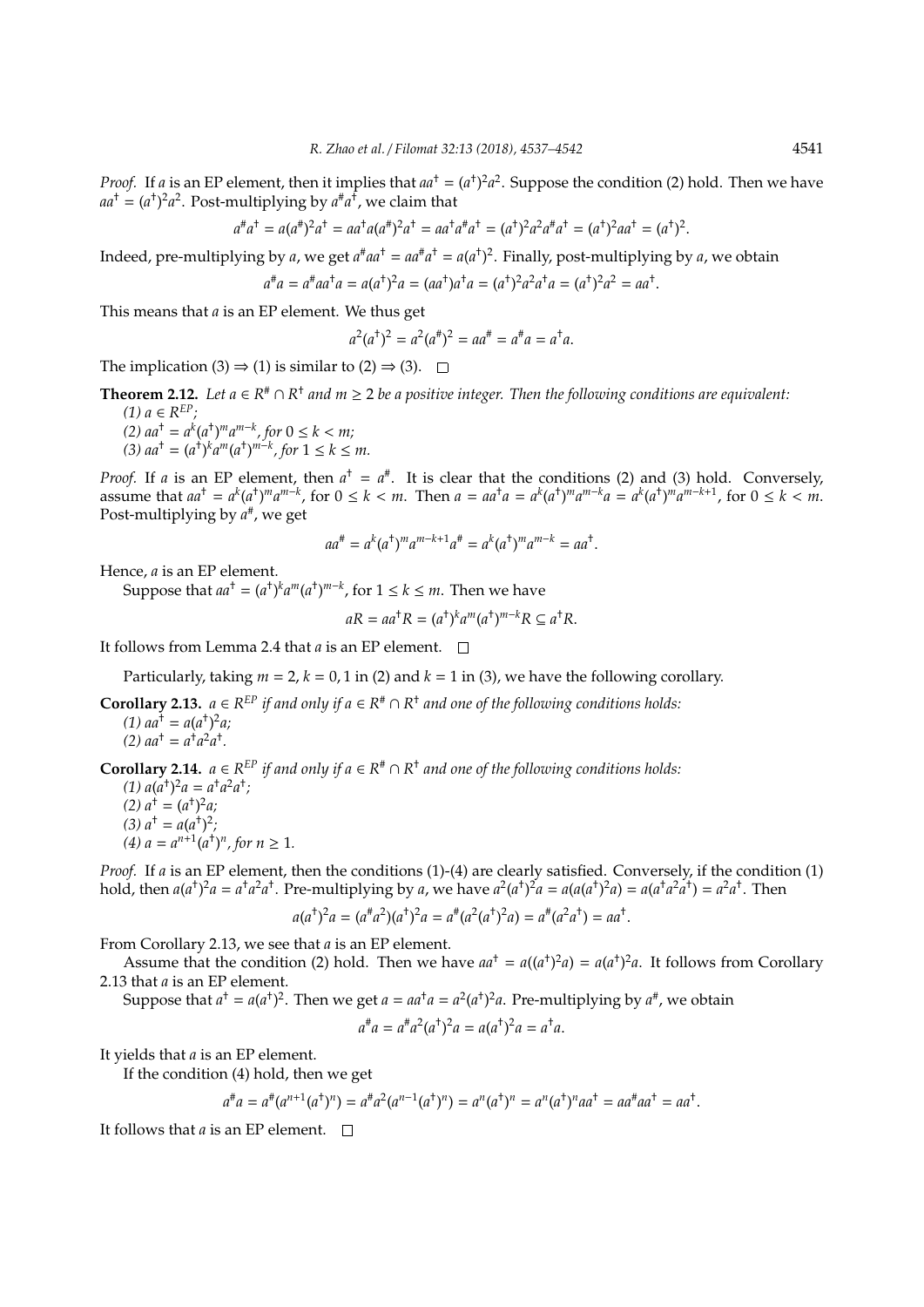*Proof.* If $a$ is an EP element, then it implies that $aa^{\dagger} = (a^{\dagger})^2a^2$. Suppose the condition (2) hold. Then we have $aa^{\dagger} = (a^{\dagger})^2a^2$. Post-multiplying by $a^{\#}a^{\dagger}$, we claim that

$$a^{\#}a^{\dagger} = a(a^{\#})^2a^{\dagger} = aa^{\dagger}a(a^{\#})^2a^{\dagger} = aa^{\dagger}a^{\#}a^{\dagger} = (a^{\dagger})^2a^2a^{\#}a^{\dagger} = (a^{\dagger})^2aa^{\dagger} = (a^{\dagger})^2.$$

Indeed, pre-multiplying by $a$, we get $a^{\#}aa^{\dagger} = aa^{\#}a^{\dagger} = a(a^{\dagger})^2$. Finally, post-multiplying by $a$, we obtain

$$a^{\#}a = a^{\#}aa^{\dagger}a = a(a^{\dagger})^2a = (aa^{\dagger})a^{\dagger}a = (a^{\dagger})^2a^2a^{\dagger}a = (a^{\dagger})^2a^2 = aa^{\dagger}.$$

This means that $a$ is an EP element. We thus get

$$a^2(a^{\dagger})^2 = a^2(a^{\#})^2 = aa^{\#} = a^{\#}a = a^{\dagger}a.$$

The implication (3) ⇒ (1) is similar to (2) ⇒ (3). □

**Theorem 2.12.** *Let $a \in R^{\#} \cap R^{\dagger}$ and $m \geq 2$ be a positive integer. Then the following conditions are equivalent:*
*(1) $a \in R^{EP}$;*
*(2) $aa^{\dagger} = a^k(a^{\dagger})^m a^{m-k}$, for $0 \leq k < m$;*
*(3) $aa^{\dagger} = (a^{\dagger})^k a^m (a^{\dagger})^{m-k}$, for $1 \leq k \leq m$.*

*Proof.* If $a$ is an EP element, then $a^{\dagger} = a^{\#}$. It is clear that the conditions (2) and (3) hold. Conversely, assume that $aa^{\dagger} = a^k(a^{\dagger})^m a^{m-k}$, for $0 \leq k < m$. Then $a = aa^{\dagger}a = a^k(a^{\dagger})^m a^{m-k}a = a^k(a^{\dagger})^m a^{m-k+1}$, for $0 \leq k < m$. Post-multiplying by $a^{\#}$, we get

$$aa^{\#} = a^k(a^{\dagger})^m a^{m-k+1}a^{\#} = a^k(a^{\dagger})^m a^{m-k} = aa^{\dagger}.$$

Hence, $a$ is an EP element.

Suppose that $aa^{\dagger} = (a^{\dagger})^k a^m (a^{\dagger})^{m-k}$, for $1 \leq k \leq m$. Then we have

$$aR = aa^{\dagger}R = (a^{\dagger})^k a^m (a^{\dagger})^{m-k}R \subseteq a^{\dagger}R.$$

It follows from Lemma 2.4 that $a$ is an EP element. □

Particularly, taking $m = 2$, $k = 0, 1$ in (2) and $k = 1$ in (3), we have the following corollary.

**Corollary 2.13.** *$a \in R^{EP}$ if and only if $a \in R^{\#} \cap R^{\dagger}$ and one of the following conditions holds:*
*(1) $aa^{\dagger} = a(a^{\dagger})^2a$;*
*(2) $aa^{\dagger} = a^{\dagger}a^2a^{\dagger}$.*

**Corollary 2.14.** *$a \in R^{EP}$ if and only if $a \in R^{\#} \cap R^{\dagger}$ and one of the following conditions holds:*
*(1) $a(a^{\dagger})^2a = a^{\dagger}a^2a^{\dagger}$;*
*(2) $a^{\dagger} = (a^{\dagger})^2a$;*
*(3) $a^{\dagger} = a(a^{\dagger})^2$;*
*(4) $a = a^{n+1}(a^{\dagger})^n$, for $n \geq 1$.*

*Proof.* If $a$ is an EP element, then the conditions (1)-(4) are clearly satisfied. Conversely, if the condition (1) hold, then $a(a^{\dagger})^2a = a^{\dagger}a^2a^{\dagger}$. Pre-multiplying by $a$, we have $a^2(a^{\dagger})^2a = a(a(a^{\dagger})^2a) = a(a^{\dagger}a^2a^{\dagger}) = a^2a^{\dagger}$. Then

$$a(a^{\dagger})^2a = (a^{\#}a^2)(a^{\dagger})^2a = a^{\#}(a^2(a^{\dagger})^2a) = a^{\#}(a^2a^{\dagger}) = aa^{\dagger}.$$

From Corollary 2.13, we see that $a$ is an EP element.

Assume that the condition (2) hold. Then we have $aa^{\dagger} = a((a^{\dagger})^2a) = a(a^{\dagger})^2a$. It follows from Corollary 2.13 that $a$ is an EP element.

Suppose that $a^{\dagger} = a(a^{\dagger})^2$. Then we get $a = aa^{\dagger}a = a^2(a^{\dagger})^2a$. Pre-multiplying by $a^{\#}$, we obtain

$$a^{\#}a = a^{\#}a^2(a^{\dagger})^2a = a(a^{\dagger})^2a = a^{\dagger}a.$$

It yields that $a$ is an EP element.

If the condition (4) hold, then we get

$$a^{\#}a = a^{\#}(a^{n+1}(a^{\dagger})^n) = a^{\#}a^2(a^{n-1}(a^{\dagger})^n) = a^n(a^{\dagger})^n = a^n(a^{\dagger})^n aa^{\dagger} = aa^{\#}aa^{\dagger} = aa^{\dagger}.$$

It follows that $a$ is an EP element. □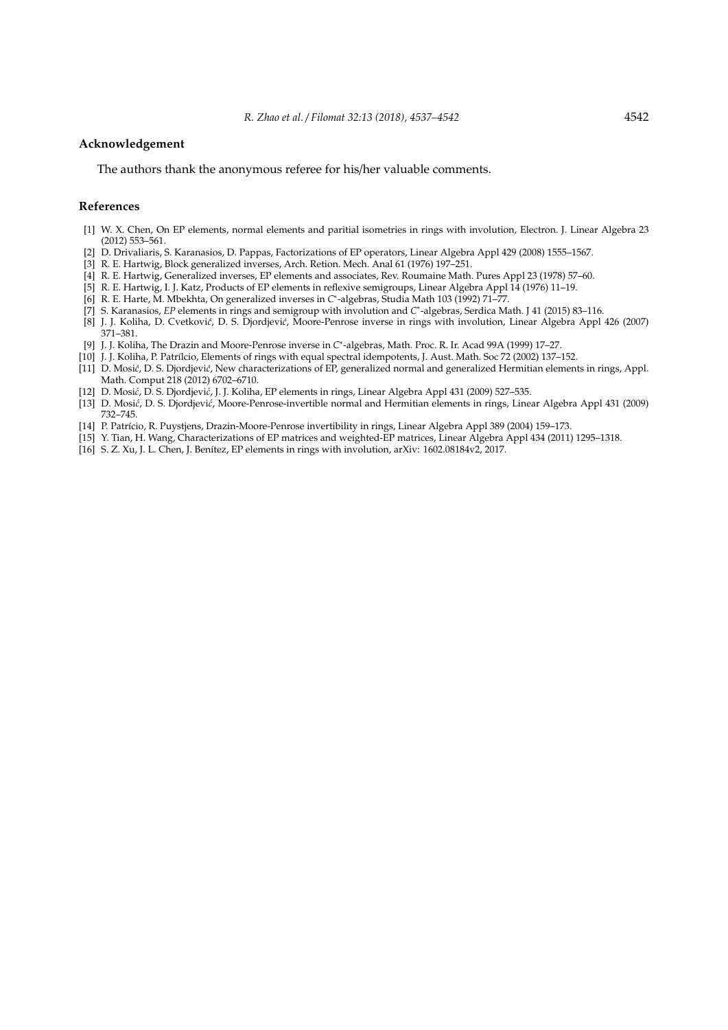## Acknowledgement

The authors thank the anonymous referee for his/her valuable comments.

## References

[1] W. X. Chen, On EP elements, normal elements and paritial isometries in rings with involution, Electron. J. Linear Algebra 23 (2012) 553–561.

[2] D. Drivaliaris, S. Karanasios, D. Pappas, Factorizations of EP operators, Linear Algebra Appl 429 (2008) 1555–1567.

[3] R. E. Hartwig, Block generalized inverses, Arch. Retion. Mech. Anal 61 (1976) 197–251.

[4] R. E. Hartwig, Generalized inverses, EP elements and associates, Rev. Roumaine Math. Pures Appl 23 (1978) 57–60.

[5] R. E. Hartwig, I. J. Katz, Products of EP elements in reflexive semigroups, Linear Algebra Appl 14 (1976) 11–19.

[6] R. E. Harte, M. Mbekhta, On generalized inverses in $C^*$-algebras, Studia Math 103 (1992) 71–77.

[7] S. Karanasios, *EP* elements in rings and semigroup with involution and $C^*$-algebras, Serdica Math. J 41 (2015) 83–116.

[8] J. J. Koliha, D. Cvetković, D. S. Djordjević, Moore-Penrose inverse in rings with involution, Linear Algebra Appl 426 (2007) 371–381.

[9] J. J. Koliha, The Drazin and Moore-Penrose inverse in $C^*$-algebras, Math. Proc. R. Ir. Acad 99A (1999) 17–27.

[10] J. J. Koliha, P. Patrílcio, Elements of rings with equal spectral idempotents, J. Aust. Math. Soc 72 (2002) 137–152.

[11] D. Mosić, D. S. Djordjević, New characterizations of EP, generalized normal and generalized Hermitian elements in rings, Appl. Math. Comput 218 (2012) 6702–6710.

[12] D. Mosić, D. S. Djordjević, J. J. Koliha, EP elements in rings, Linear Algebra Appl 431 (2009) 527–535.

[13] D. Mosić, D. S. Djordjević, Moore-Penrose-invertible normal and Hermitian elements in rings, Linear Algebra Appl 431 (2009) 732–745.

[14] P. Patrício, R. Puystjens, Drazin-Moore-Penrose invertibility in rings, Linear Algebra Appl 389 (2004) 159–173.

[15] Y. Tian, H. Wang, Characterizations of EP matrices and weighted-EP matrices, Linear Algebra Appl 434 (2011) 1295–1318.

[16] S. Z. Xu, J. L. Chen, J. Benítez, EP elements in rings with involution, arXiv: 1602.08184v2, 2017.